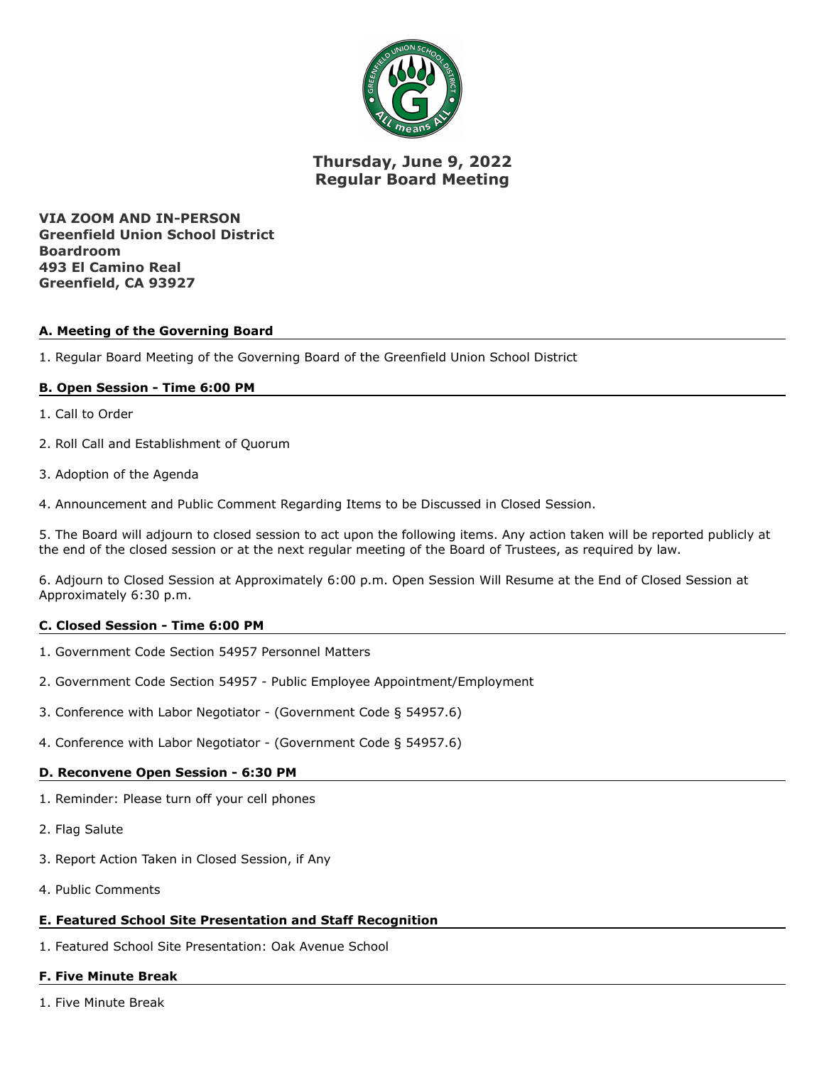# Thursday, June 9, 2022
# Regular Board Meeting

**VIA ZOOM AND IN-PERSON**
**Greenfield Union School District**
**Boardroom**
**493 El Camino Real**
**Greenfield, CA 93927**

## A. Meeting of the Governing Board

1. Regular Board Meeting of the Governing Board of the Greenfield Union School District

## B. Open Session - Time 6:00 PM

1. Call to Order

2. Roll Call and Establishment of Quorum

3. Adoption of the Agenda

4. Announcement and Public Comment Regarding Items to be Discussed in Closed Session.

5. The Board will adjourn to closed session to act upon the following items. Any action taken will be reported publicly at the end of the closed session or at the next regular meeting of the Board of Trustees, as required by law.

6. Adjourn to Closed Session at Approximately 6:00 p.m. Open Session Will Resume at the End of Closed Session at Approximately 6:30 p.m.

## C. Closed Session - Time 6:00 PM

1. Government Code Section 54957 Personnel Matters

2. Government Code Section 54957 - Public Employee Appointment/Employment

3. Conference with Labor Negotiator - (Government Code § 54957.6)

4. Conference with Labor Negotiator - (Government Code § 54957.6)

## D. Reconvene Open Session - 6:30 PM

1. Reminder: Please turn off your cell phones

2. Flag Salute

3. Report Action Taken in Closed Session, if Any

4. Public Comments

## E. Featured School Site Presentation and Staff Recognition

1. Featured School Site Presentation: Oak Avenue School

## F. Five Minute Break

1. Five Minute Break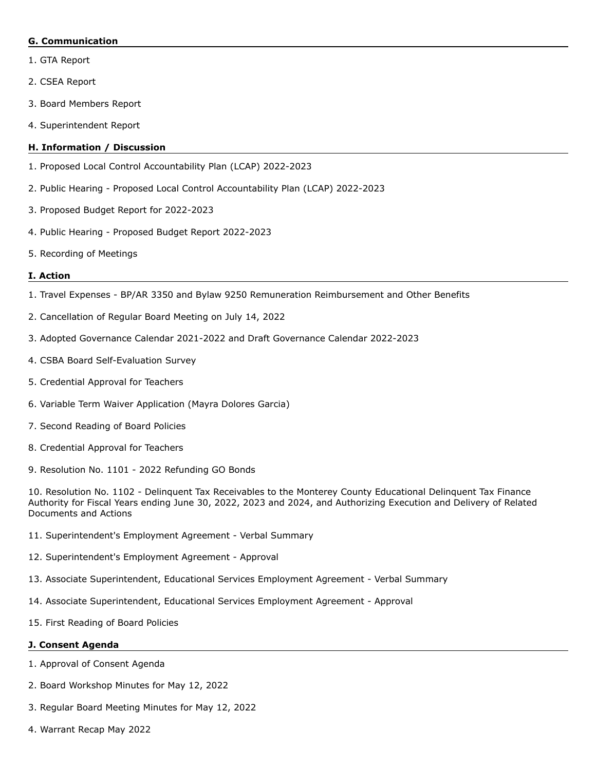**G. Communication**

1. GTA Report

2. CSEA Report

3. Board Members Report

4. Superintendent Report

**H. Information / Discussion**

1. Proposed Local Control Accountability Plan (LCAP) 2022-2023

2. Public Hearing - Proposed Local Control Accountability Plan (LCAP) 2022-2023

3. Proposed Budget Report for 2022-2023

4. Public Hearing - Proposed Budget Report 2022-2023

5. Recording of Meetings

**I. Action**

1. Travel Expenses - BP/AR 3350 and Bylaw 9250 Remuneration Reimbursement and Other Benefits

2. Cancellation of Regular Board Meeting on July 14, 2022

3. Adopted Governance Calendar 2021-2022 and Draft Governance Calendar 2022-2023

4. CSBA Board Self-Evaluation Survey

5. Credential Approval for Teachers

6. Variable Term Waiver Application (Mayra Dolores Garcia)

7. Second Reading of Board Policies

8. Credential Approval for Teachers

9. Resolution No. 1101 - 2022 Refunding GO Bonds

10. Resolution No. 1102 - Delinquent Tax Receivables to the Monterey County Educational Delinquent Tax Finance Authority for Fiscal Years ending June 30, 2022, 2023 and 2024, and Authorizing Execution and Delivery of Related Documents and Actions

11. Superintendent's Employment Agreement - Verbal Summary

12. Superintendent's Employment Agreement - Approval

13. Associate Superintendent, Educational Services Employment Agreement - Verbal Summary

14. Associate Superintendent, Educational Services Employment Agreement - Approval

15. First Reading of Board Policies

**J. Consent Agenda**

1. Approval of Consent Agenda

2. Board Workshop Minutes for May 12, 2022

3. Regular Board Meeting Minutes for May 12, 2022

4. Warrant Recap May 2022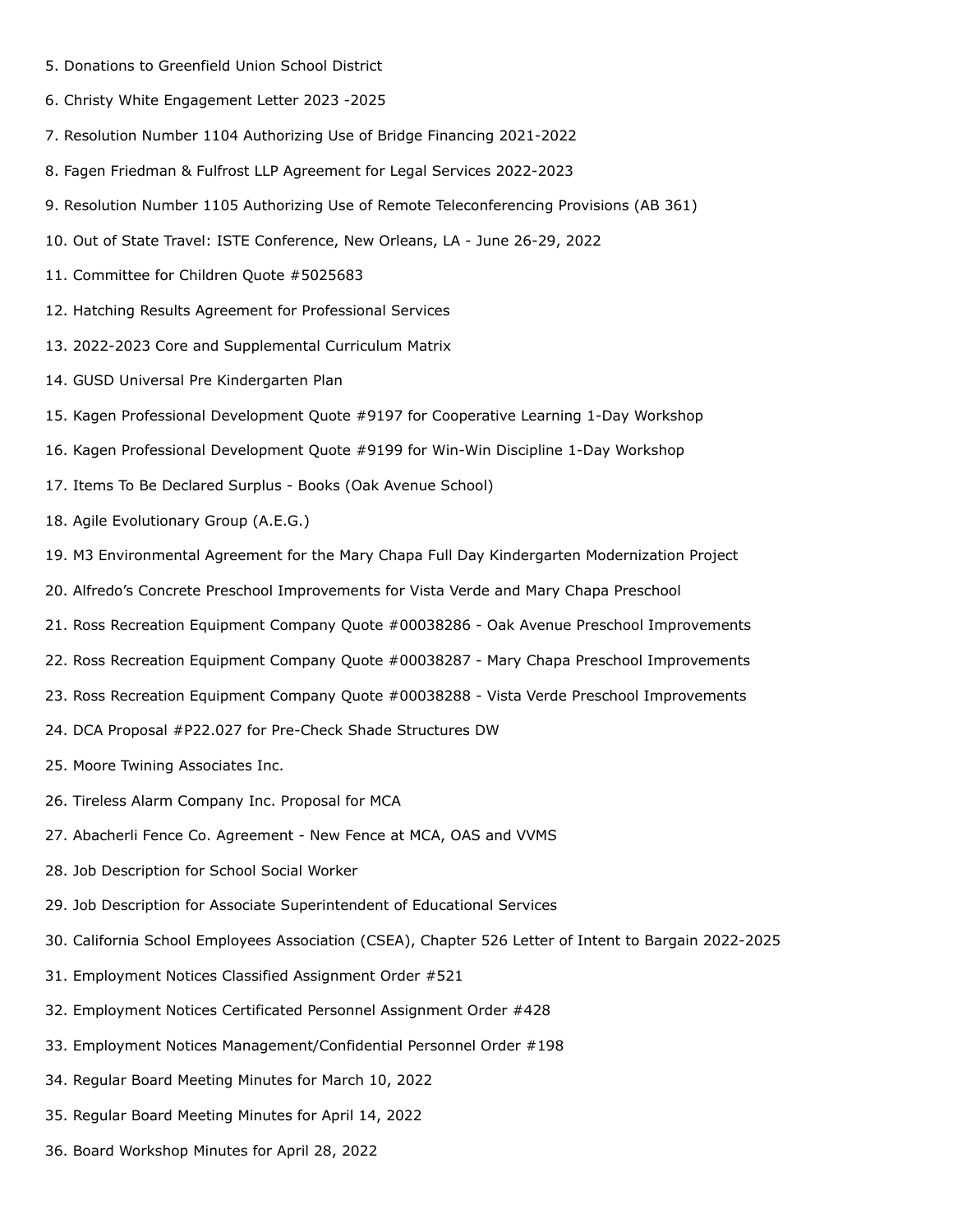5. Donations to Greenfield Union School District
6. Christy White Engagement Letter 2023 -2025
7. Resolution Number 1104 Authorizing Use of Bridge Financing 2021-2022
8. Fagen Friedman & Fulfrost LLP Agreement for Legal Services 2022-2023
9. Resolution Number 1105 Authorizing Use of Remote Teleconferencing Provisions (AB 361)
10. Out of State Travel: ISTE Conference, New Orleans, LA - June 26-29, 2022
11. Committee for Children Quote #5025683
12. Hatching Results Agreement for Professional Services
13. 2022-2023 Core and Supplemental Curriculum Matrix
14. GUSD Universal Pre Kindergarten Plan
15. Kagen Professional Development Quote #9197 for Cooperative Learning 1-Day Workshop
16. Kagen Professional Development Quote #9199 for Win-Win Discipline 1-Day Workshop
17. Items To Be Declared Surplus - Books (Oak Avenue School)
18. Agile Evolutionary Group (A.E.G.)
19. M3 Environmental Agreement for the Mary Chapa Full Day Kindergarten Modernization Project
20. Alfredo's Concrete Preschool Improvements for Vista Verde and Mary Chapa Preschool
21. Ross Recreation Equipment Company Quote #00038286 - Oak Avenue Preschool Improvements
22. Ross Recreation Equipment Company Quote #00038287 - Mary Chapa Preschool Improvements
23. Ross Recreation Equipment Company Quote #00038288 - Vista Verde Preschool Improvements
24. DCA Proposal #P22.027 for Pre-Check Shade Structures DW
25. Moore Twining Associates Inc.
26. Tireless Alarm Company Inc. Proposal for MCA
27. Abacherli Fence Co. Agreement - New Fence at MCA, OAS and VVMS
28. Job Description for School Social Worker
29. Job Description for Associate Superintendent of Educational Services
30. California School Employees Association (CSEA), Chapter 526 Letter of Intent to Bargain 2022-2025
31. Employment Notices Classified Assignment Order #521
32. Employment Notices Certificated Personnel Assignment Order #428
33. Employment Notices Management/Confidential Personnel Order #198
34. Regular Board Meeting Minutes for March 10, 2022
35. Regular Board Meeting Minutes for April 14, 2022
36. Board Workshop Minutes for April 28, 2022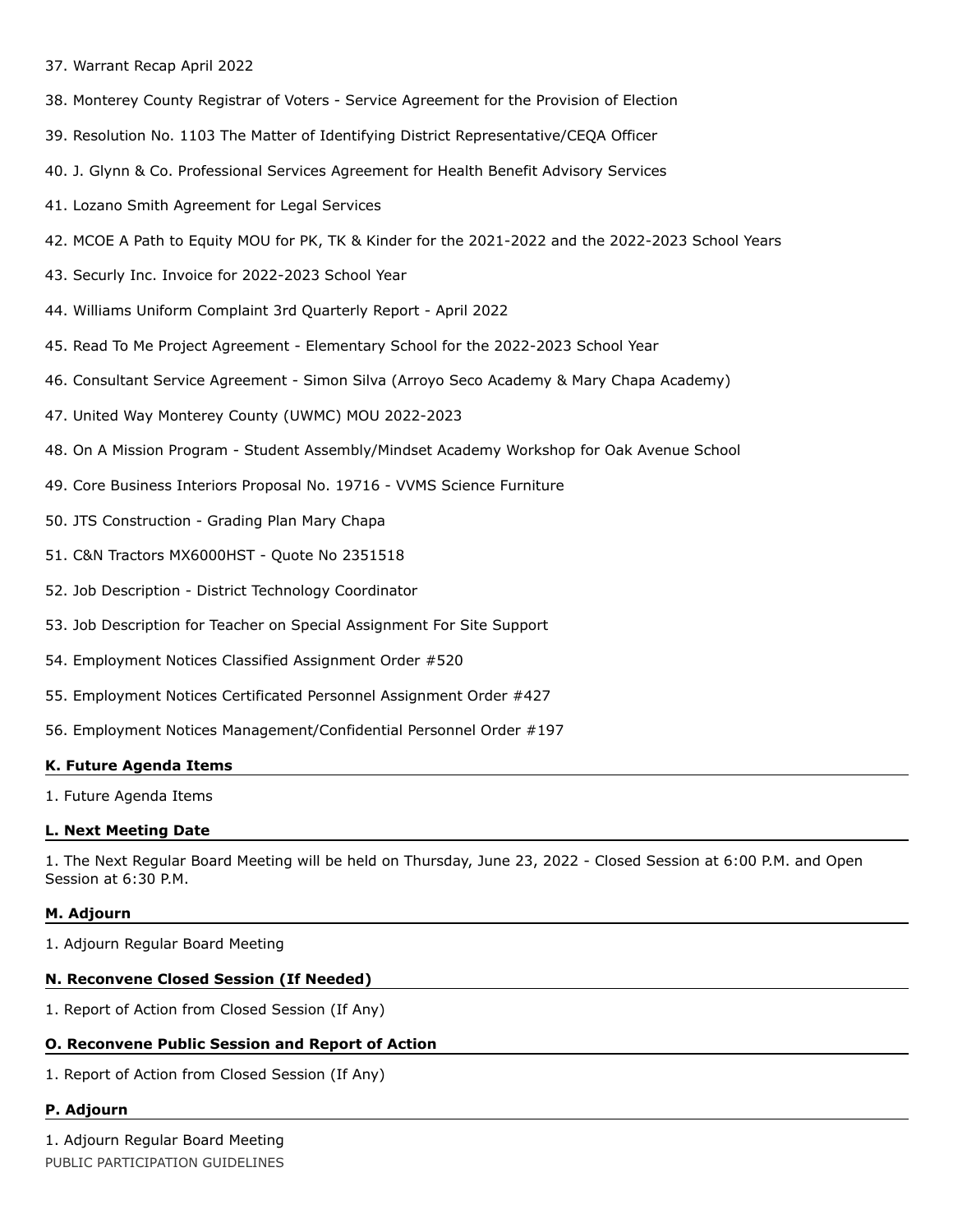37. Warrant Recap April 2022

38. Monterey County Registrar of Voters - Service Agreement for the Provision of Election

39. Resolution No. 1103 The Matter of Identifying District Representative/CEQA Officer

40. J. Glynn & Co. Professional Services Agreement for Health Benefit Advisory Services

41. Lozano Smith Agreement for Legal Services

42. MCOE A Path to Equity MOU for PK, TK & Kinder for the 2021-2022 and the 2022-2023 School Years

43. Securly Inc. Invoice for 2022-2023 School Year

44. Williams Uniform Complaint 3rd Quarterly Report - April 2022

45. Read To Me Project Agreement - Elementary School for the 2022-2023 School Year

46. Consultant Service Agreement - Simon Silva (Arroyo Seco Academy & Mary Chapa Academy)

47. United Way Monterey County (UWMC) MOU 2022-2023

48. On A Mission Program - Student Assembly/Mindset Academy Workshop for Oak Avenue School

49. Core Business Interiors Proposal No. 19716 - VVMS Science Furniture

50. JTS Construction - Grading Plan Mary Chapa

51. C&N Tractors MX6000HST - Quote No 2351518

52. Job Description - District Technology Coordinator

53. Job Description for Teacher on Special Assignment For Site Support

54. Employment Notices Classified Assignment Order #520

55. Employment Notices Certificated Personnel Assignment Order #427

56. Employment Notices Management/Confidential Personnel Order #197

**K. Future Agenda Items**

1. Future Agenda Items

**L. Next Meeting Date**

1. The Next Regular Board Meeting will be held on Thursday, June 23, 2022 - Closed Session at 6:00 P.M. and Open Session at 6:30 P.M.

**M. Adjourn**

1. Adjourn Regular Board Meeting

**N. Reconvene Closed Session (If Needed)**

1. Report of Action from Closed Session (If Any)

**O. Reconvene Public Session and Report of Action**

1. Report of Action from Closed Session (If Any)

**P. Adjourn**

1. Adjourn Regular Board Meeting

PUBLIC PARTICIPATION GUIDELINES